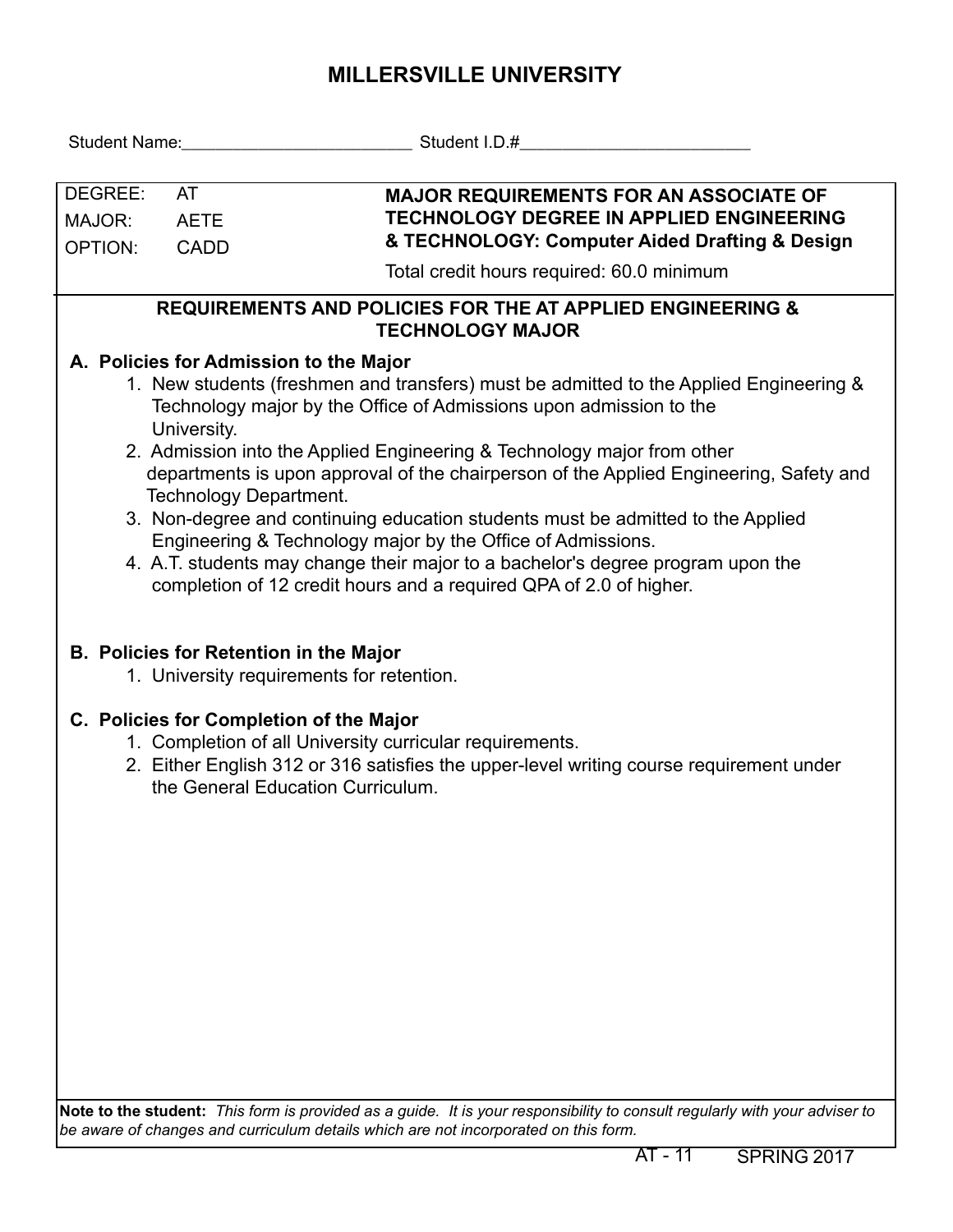# MILLERSVILLE UNIVERSITY

Student Name:\_\_\_\_\_\_\_\_\_\_\_\_\_\_\_\_\_\_\_\_\_\_\_\_\_ Student I.D.#\_\_\_\_\_\_\_\_\_\_\_\_\_\_\_\_\_\_\_\_\_\_\_\_\_

| | | |
|---|---|---|
| DEGREE: | AT | **MAJOR REQUIREMENTS FOR AN ASSOCIATE OF TECHNOLOGY DEGREE IN APPLIED ENGINEERING & TECHNOLOGY: Computer Aided Drafting & Design** |
| MAJOR: | AETE | |
| OPTION: | CADD | Total credit hours required: 60.0 minimum |

## REQUIREMENTS AND POLICIES FOR THE AT APPLIED ENGINEERING & TECHNOLOGY MAJOR

### A. Policies for Admission to the Major

1. New students (freshmen and transfers) must be admitted to the Applied Engineering & Technology major by the Office of Admissions upon admission to the University.
2. Admission into the Applied Engineering & Technology major from other departments is upon approval of the chairperson of the Applied Engineering, Safety and Technology Department.
3. Non-degree and continuing education students must be admitted to the Applied Engineering & Technology major by the Office of Admissions.
4. A.T. students may change their major to a bachelor's degree program upon the completion of 12 credit hours and a required QPA of 2.0 of higher.

### B. Policies for Retention in the Major

1. University requirements for retention.

### C. Policies for Completion of the Major

1. Completion of all University curricular requirements.
2. Either English 312 or 316 satisfies the upper-level writing course requirement under the General Education Curriculum.

**Note to the student:** *This form is provided as a guide. It is your responsibility to consult regularly with your adviser to be aware of changes and curriculum details which are not incorporated on this form.*

AT - 11 SPRING 2017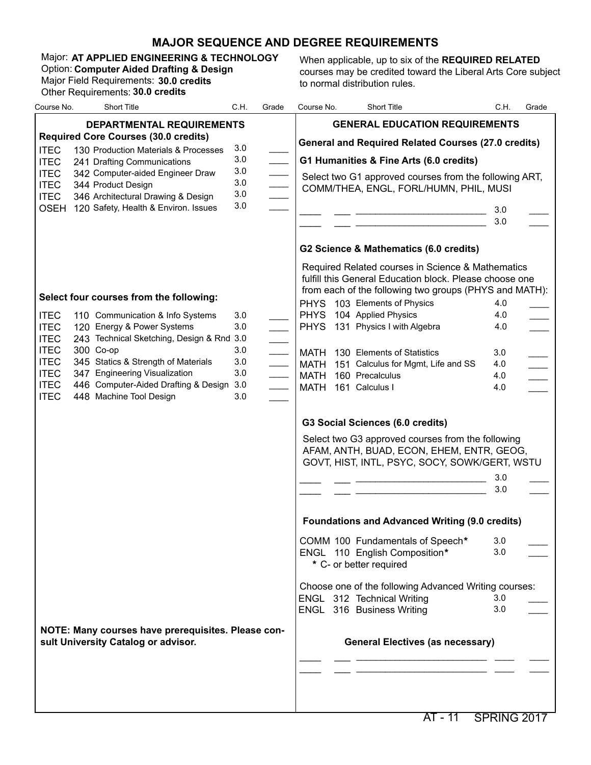# MAJOR SEQUENCE AND DEGREE REQUIREMENTS

Major: **AT APPLIED ENGINEERING & TECHNOLOGY**
Option: **Computer Aided Drafting & Design**
Major Field Requirements: **30.0 credits**
Other Requirements: **30.0 credits**

When applicable, up to six of the **REQUIRED RELATED** courses may be credited toward the Liberal Arts Core subject to normal distribution rules.

## DEPARTMENTAL REQUIREMENTS

### Required Core Courses (30.0 credits)

| Course No. | | Short Title | C.H. | Grade |
|---|---|---|---|---|
| ITEC | 130 | Production Materials & Processes | 3.0 | ____ |
| ITEC | 241 | Drafting Communications | 3.0 | ____ |
| ITEC | 342 | Computer-aided Engineer Draw | 3.0 | ____ |
| ITEC | 344 | Product Design | 3.0 | ____ |
| ITEC | 346 | Architectural Drawing & Design | 3.0 | ____ |
| OSEH | 120 | Safety, Health & Environ. Issues | 3.0 | ____ |

### Select four courses from the following:

| Course No. | | Short Title | C.H. | Grade |
|---|---|---|---|---|
| ITEC | 110 | Communication & Info Systems | 3.0 | ____ |
| ITEC | 120 | Energy & Power Systems | 3.0 | ____ |
| ITEC | 243 | Technical Sketching, Design & Rnd | 3.0 | ____ |
| ITEC | 300 | Co-op | 3.0 | ____ |
| ITEC | 345 | Statics & Strength of Materials | 3.0 | ____ |
| ITEC | 347 | Engineering Visualization | 3.0 | ____ |
| ITEC | 446 | Computer-Aided Drafting & Design | 3.0 | ____ |
| ITEC | 448 | Machine Tool Design | 3.0 | ____ |

**NOTE: Many courses have prerequisites. Please consult University Catalog or advisor.**

## GENERAL EDUCATION REQUIREMENTS

### General and Required Related Courses (27.0 credits)

### G1 Humanities & Fine Arts (6.0 credits)

Select two G1 approved courses from the following ART, COMM/THEA, ENGL, FORL/HUMN, PHIL, MUSI

| Course No. | | Short Title | C.H. | Grade |
|---|---|---|---|---|
| ____ | ___ | ________________________ | 3.0 | ____ |
| ____ | ___ | ________________________ | 3.0 | ____ |

### G2 Science & Mathematics (6.0 credits)

Required Related courses in Science & Mathematics fulfill this General Education block. Please choose one from each of the following two groups (PHYS and MATH):

| Course No. | | Short Title | C.H. | Grade |
|---|---|---|---|---|
| PHYS | 103 | Elements of Physics | 4.0 | ____ |
| PHYS | 104 | Applied Physics | 4.0 | ____ |
| PHYS | 131 | Physics I with Algebra | 4.0 | ____ |
| MATH | 130 | Elements of Statistics | 3.0 | ____ |
| MATH | 151 | Calculus for Mgmt, Life and SS | 4.0 | ____ |
| MATH | 160 | Precalculus | 4.0 | ____ |
| MATH | 161 | Calculus I | 4.0 | ____ |

### G3 Social Sciences (6.0 credits)

Select two G3 approved courses from the following AFAM, ANTH, BUAD, ECON, EHEM, ENTR, GEOG, GOVT, HIST, INTL, PSYC, SOCY, SOWK/GERT, WSTU

| Course No. | | Short Title | C.H. | Grade |
|---|---|---|---|---|
| ____ | ___ | ________________________ | 3.0 | ____ |
| ____ | ___ | ________________________ | 3.0 | ____ |

### Foundations and Advanced Writing (9.0 credits)

| Course No. | | Short Title | C.H. | Grade |
|---|---|---|---|---|
| COMM | 100 | Fundamentals of Speech* | 3.0 | ____ |
| ENGL | 110 | English Composition* | 3.0 | ____ |

\* C- or better required

Choose one of the following Advanced Writing courses:

| Course No. | | Short Title | C.H. | Grade |
|---|---|---|---|---|
| ENGL | 312 | Technical Writing | 3.0 | ____ |
| ENGL | 316 | Business Writing | 3.0 | ____ |

### General Electives (as necessary)

| Course No. | | Short Title | C.H. | Grade |
|---|---|---|---|---|
| ____ | ___ | ________________________ | ____ | ____ |
| ____ | ___ | ________________________ | ____ | ____ |

AT - 11 SPRING 2017